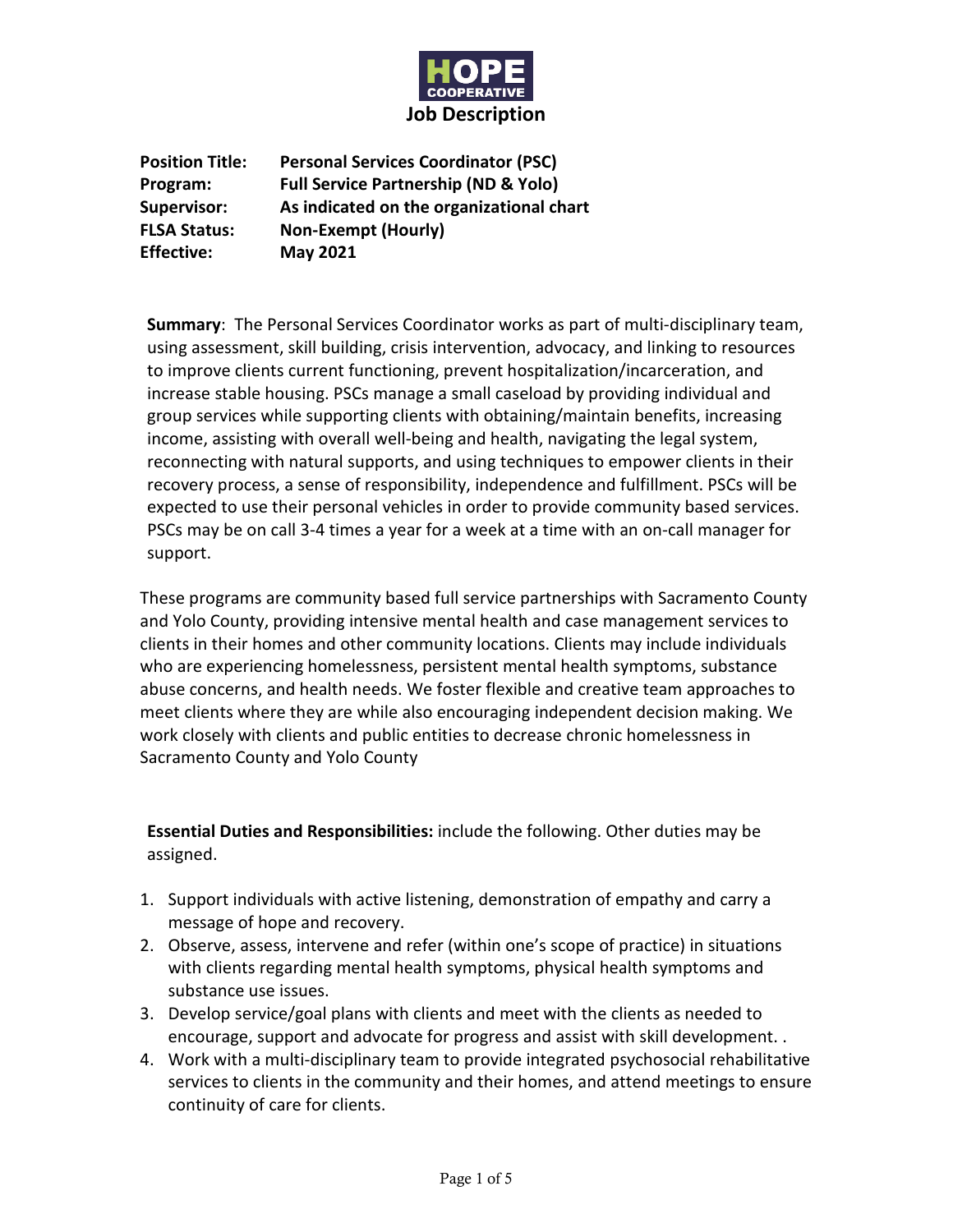HOPE COOPERATIVE

# Job Description

**Position Title:** **Personal Services Coordinator (PSC)**
**Program:** **Full Service Partnership (ND & Yolo)**
**Supervisor:** **As indicated on the organizational chart**
**FLSA Status:** **Non-Exempt (Hourly)**
**Effective:** **May 2021**

**Summary**: The Personal Services Coordinator works as part of multi-disciplinary team, using assessment, skill building, crisis intervention, advocacy, and linking to resources to improve clients current functioning, prevent hospitalization/incarceration, and increase stable housing. PSCs manage a small caseload by providing individual and group services while supporting clients with obtaining/maintain benefits, increasing income, assisting with overall well-being and health, navigating the legal system, reconnecting with natural supports, and using techniques to empower clients in their recovery process, a sense of responsibility, independence and fulfillment. PSCs will be expected to use their personal vehicles in order to provide community based services. PSCs may be on call 3-4 times a year for a week at a time with an on-call manager for support.

These programs are community based full service partnerships with Sacramento County and Yolo County, providing intensive mental health and case management services to clients in their homes and other community locations. Clients may include individuals who are experiencing homelessness, persistent mental health symptoms, substance abuse concerns, and health needs. We foster flexible and creative team approaches to meet clients where they are while also encouraging independent decision making. We work closely with clients and public entities to decrease chronic homelessness in Sacramento County and Yolo County

**Essential Duties and Responsibilities:** include the following. Other duties may be assigned.

1. Support individuals with active listening, demonstration of empathy and carry a message of hope and recovery.
2. Observe, assess, intervene and refer (within one's scope of practice) in situations with clients regarding mental health symptoms, physical health symptoms and substance use issues.
3. Develop service/goal plans with clients and meet with the clients as needed to encourage, support and advocate for progress and assist with skill development. .
4. Work with a multi-disciplinary team to provide integrated psychosocial rehabilitative services to clients in the community and their homes, and attend meetings to ensure continuity of care for clients.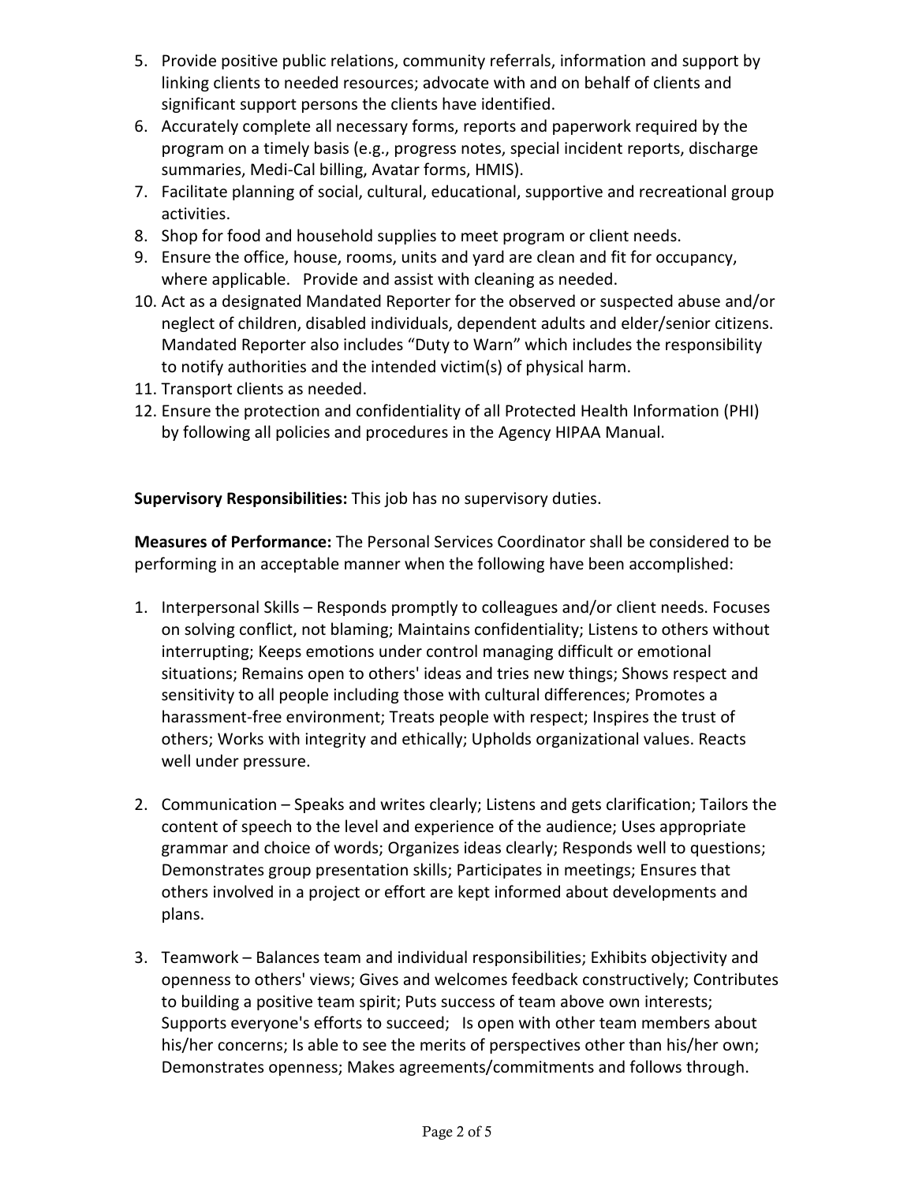5. Provide positive public relations, community referrals, information and support by linking clients to needed resources; advocate with and on behalf of clients and significant support persons the clients have identified.
6. Accurately complete all necessary forms, reports and paperwork required by the program on a timely basis (e.g., progress notes, special incident reports, discharge summaries, Medi-Cal billing, Avatar forms, HMIS).
7. Facilitate planning of social, cultural, educational, supportive and recreational group activities.
8. Shop for food and household supplies to meet program or client needs.
9. Ensure the office, house, rooms, units and yard are clean and fit for occupancy, where applicable. Provide and assist with cleaning as needed.
10. Act as a designated Mandated Reporter for the observed or suspected abuse and/or neglect of children, disabled individuals, dependent adults and elder/senior citizens. Mandated Reporter also includes "Duty to Warn" which includes the responsibility to notify authorities and the intended victim(s) of physical harm.
11. Transport clients as needed.
12. Ensure the protection and confidentiality of all Protected Health Information (PHI) by following all policies and procedures in the Agency HIPAA Manual.

**Supervisory Responsibilities:** This job has no supervisory duties.

**Measures of Performance:** The Personal Services Coordinator shall be considered to be performing in an acceptable manner when the following have been accomplished:

1. Interpersonal Skills – Responds promptly to colleagues and/or client needs. Focuses on solving conflict, not blaming; Maintains confidentiality; Listens to others without interrupting; Keeps emotions under control managing difficult or emotional situations; Remains open to others' ideas and tries new things; Shows respect and sensitivity to all people including those with cultural differences; Promotes a harassment-free environment; Treats people with respect; Inspires the trust of others; Works with integrity and ethically; Upholds organizational values. Reacts well under pressure.

2. Communication – Speaks and writes clearly; Listens and gets clarification; Tailors the content of speech to the level and experience of the audience; Uses appropriate grammar and choice of words; Organizes ideas clearly; Responds well to questions; Demonstrates group presentation skills; Participates in meetings; Ensures that others involved in a project or effort are kept informed about developments and plans.

3. Teamwork – Balances team and individual responsibilities; Exhibits objectivity and openness to others' views; Gives and welcomes feedback constructively; Contributes to building a positive team spirit; Puts success of team above own interests; Supports everyone's efforts to succeed; Is open with other team members about his/her concerns; Is able to see the merits of perspectives other than his/her own; Demonstrates openness; Makes agreements/commitments and follows through.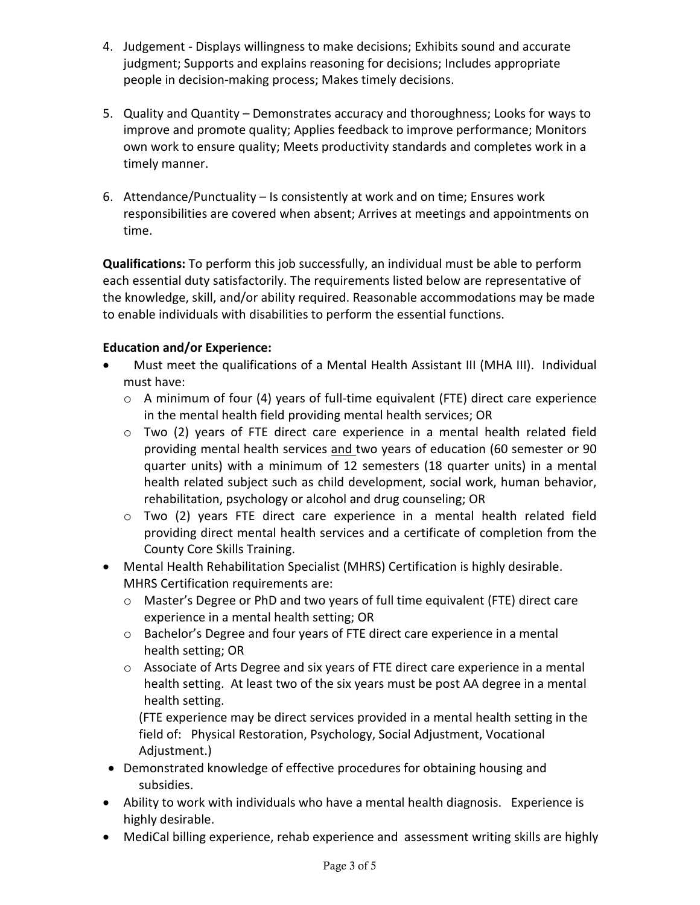4. Judgement - Displays willingness to make decisions; Exhibits sound and accurate judgment; Supports and explains reasoning for decisions; Includes appropriate people in decision-making process; Makes timely decisions.

5. Quality and Quantity – Demonstrates accuracy and thoroughness; Looks for ways to improve and promote quality; Applies feedback to improve performance; Monitors own work to ensure quality; Meets productivity standards and completes work in a timely manner.

6. Attendance/Punctuality – Is consistently at work and on time; Ensures work responsibilities are covered when absent; Arrives at meetings and appointments on time.

**Qualifications:** To perform this job successfully, an individual must be able to perform each essential duty satisfactorily. The requirements listed below are representative of the knowledge, skill, and/or ability required. Reasonable accommodations may be made to enable individuals with disabilities to perform the essential functions.

**Education and/or Experience:**

- Must meet the qualifications of a Mental Health Assistant III (MHA III). Individual must have:
  - A minimum of four (4) years of full-time equivalent (FTE) direct care experience in the mental health field providing mental health services; OR
  - Two (2) years of FTE direct care experience in a mental health related field providing mental health services <u>and</u> two years of education (60 semester or 90 quarter units) with a minimum of 12 semesters (18 quarter units) in a mental health related subject such as child development, social work, human behavior, rehabilitation, psychology or alcohol and drug counseling; OR
  - Two (2) years FTE direct care experience in a mental health related field providing direct mental health services and a certificate of completion from the County Core Skills Training.
- Mental Health Rehabilitation Specialist (MHRS) Certification is highly desirable. MHRS Certification requirements are:
  - Master's Degree or PhD and two years of full time equivalent (FTE) direct care experience in a mental health setting; OR
  - Bachelor's Degree and four years of FTE direct care experience in a mental health setting; OR
  - Associate of Arts Degree and six years of FTE direct care experience in a mental health setting. At least two of the six years must be post AA degree in a mental health setting.

  (FTE experience may be direct services provided in a mental health setting in the field of: Physical Restoration, Psychology, Social Adjustment, Vocational Adjustment.)
- Demonstrated knowledge of effective procedures for obtaining housing and subsidies.
- Ability to work with individuals who have a mental health diagnosis. Experience is highly desirable.
- MediCal billing experience, rehab experience and assessment writing skills are highly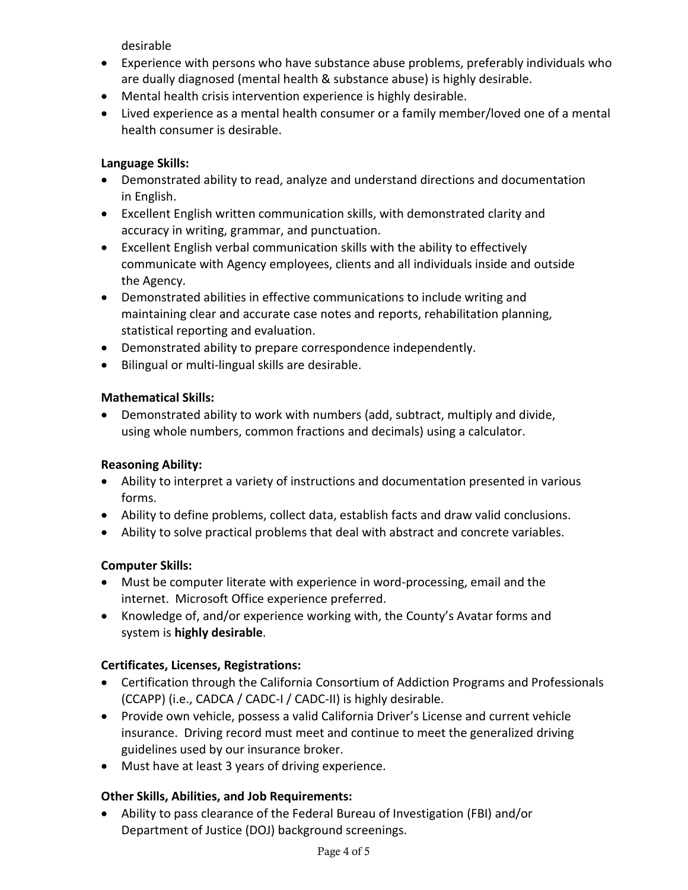desirable

- Experience with persons who have substance abuse problems, preferably individuals who are dually diagnosed (mental health & substance abuse) is highly desirable.
- Mental health crisis intervention experience is highly desirable.
- Lived experience as a mental health consumer or a family member/loved one of a mental health consumer is desirable.

**Language Skills:**

- Demonstrated ability to read, analyze and understand directions and documentation in English.
- Excellent English written communication skills, with demonstrated clarity and accuracy in writing, grammar, and punctuation.
- Excellent English verbal communication skills with the ability to effectively communicate with Agency employees, clients and all individuals inside and outside the Agency.
- Demonstrated abilities in effective communications to include writing and maintaining clear and accurate case notes and reports, rehabilitation planning, statistical reporting and evaluation.
- Demonstrated ability to prepare correspondence independently.
- Bilingual or multi-lingual skills are desirable.

**Mathematical Skills:**

- Demonstrated ability to work with numbers (add, subtract, multiply and divide, using whole numbers, common fractions and decimals) using a calculator.

**Reasoning Ability:**

- Ability to interpret a variety of instructions and documentation presented in various forms.
- Ability to define problems, collect data, establish facts and draw valid conclusions.
- Ability to solve practical problems that deal with abstract and concrete variables.

**Computer Skills:**

- Must be computer literate with experience in word-processing, email and the internet. Microsoft Office experience preferred.
- Knowledge of, and/or experience working with, the County's Avatar forms and system is **highly desirable**.

**Certificates, Licenses, Registrations:**

- Certification through the California Consortium of Addiction Programs and Professionals (CCAPP) (i.e., CADCA / CADC-I / CADC-II) is highly desirable.
- Provide own vehicle, possess a valid California Driver's License and current vehicle insurance. Driving record must meet and continue to meet the generalized driving guidelines used by our insurance broker.
- Must have at least 3 years of driving experience.

**Other Skills, Abilities, and Job Requirements:**

- Ability to pass clearance of the Federal Bureau of Investigation (FBI) and/or Department of Justice (DOJ) background screenings.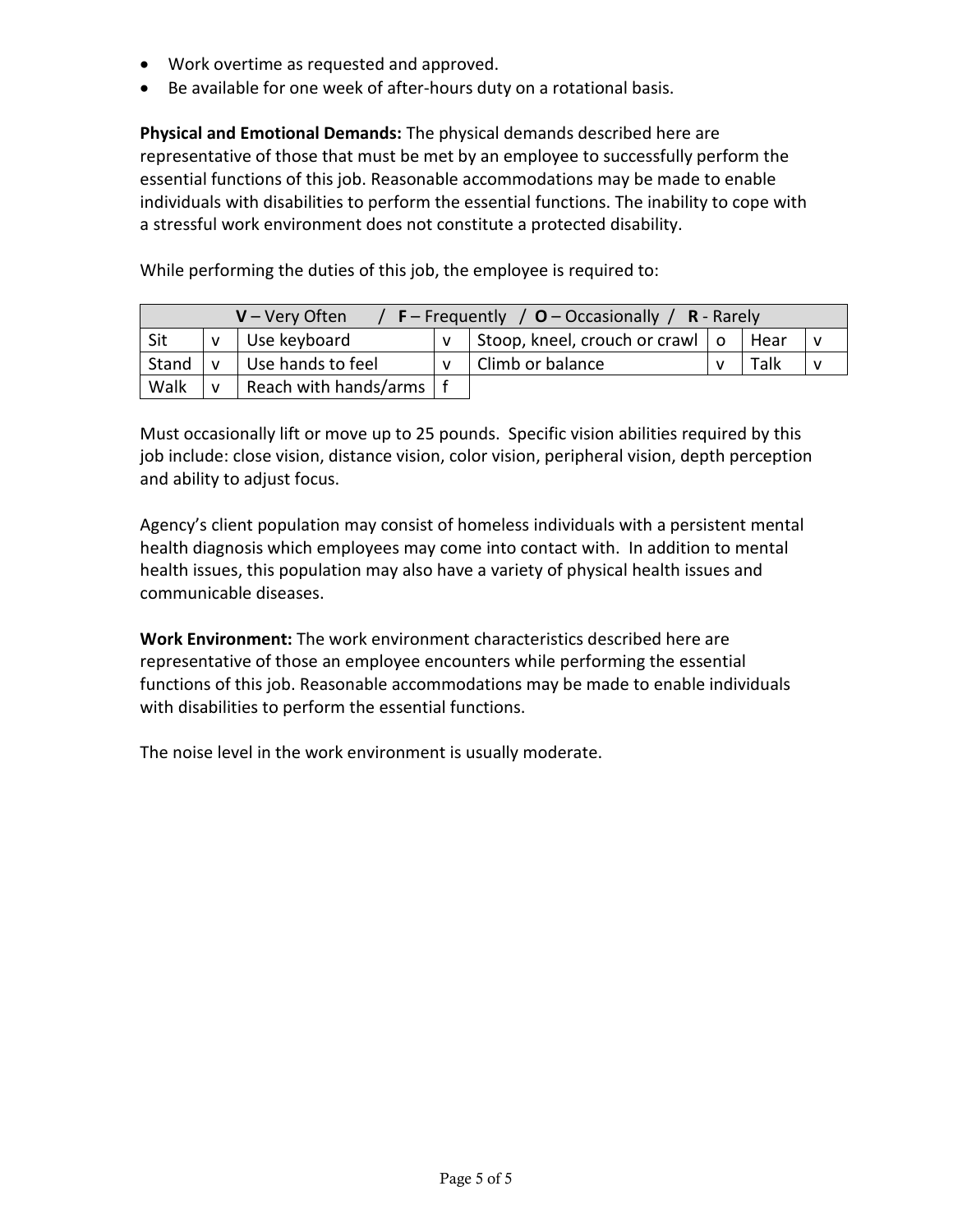- Work overtime as requested and approved.
- Be available for one week of after-hours duty on a rotational basis.

**Physical and Emotional Demands:** The physical demands described here are representative of those that must be met by an employee to successfully perform the essential functions of this job. Reasonable accommodations may be made to enable individuals with disabilities to perform the essential functions. The inability to cope with a stressful work environment does not constitute a protected disability.

While performing the duties of this job, the employee is required to:

| **V** – Very Often / **F** – Frequently / **O** – Occasionally / **R** - Rarely | | | | | | | |
|---|---|---|---|---|---|---|---|
| Sit | v | Use keyboard | v | Stoop, kneel, crouch or crawl | o | Hear | v |
| Stand | v | Use hands to feel | v | Climb or balance | v | Talk | v |
| Walk | v | Reach with hands/arms | f | | | | |

Must occasionally lift or move up to 25 pounds. Specific vision abilities required by this job include: close vision, distance vision, color vision, peripheral vision, depth perception and ability to adjust focus.

Agency's client population may consist of homeless individuals with a persistent mental health diagnosis which employees may come into contact with. In addition to mental health issues, this population may also have a variety of physical health issues and communicable diseases.

**Work Environment:** The work environment characteristics described here are representative of those an employee encounters while performing the essential functions of this job. Reasonable accommodations may be made to enable individuals with disabilities to perform the essential functions.

The noise level in the work environment is usually moderate.